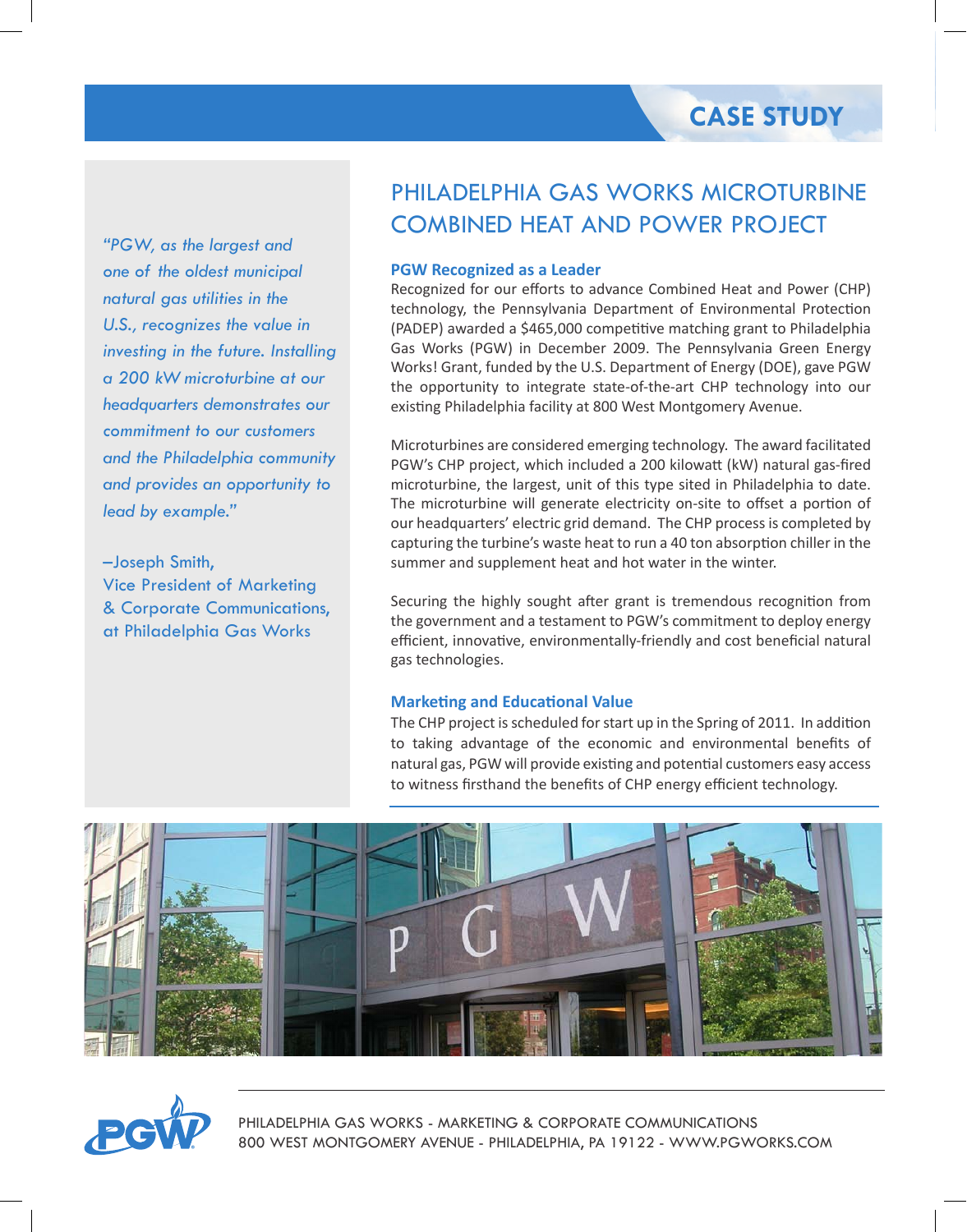CASE STUDY

# PHILADELPHIA GAS WORKS MICROTURBINE COMBINED HEAT AND POWER PROJECT

*"PGW, as the largest and one of the oldest municipal natural gas utilities in the U.S., recognizes the value in investing in the future. Installing a 200 kW microturbine at our headquarters demonstrates our commitment to our customers and the Philadelphia community and provides an opportunity to lead by example."*

–Joseph Smith,
Vice President of Marketing & Corporate Communications, at Philadelphia Gas Works

## PGW Recognized as a Leader

Recognized for our efforts to advance Combined Heat and Power (CHP) technology, the Pennsylvania Department of Environmental Protection (PADEP) awarded a $465,000 competitive matching grant to Philadelphia Gas Works (PGW) in December 2009. The Pennsylvania Green Energy Works! Grant, funded by the U.S. Department of Energy (DOE), gave PGW the opportunity to integrate state-of-the-art CHP technology into our existing Philadelphia facility at 800 West Montgomery Avenue.

Microturbines are considered emerging technology. The award facilitated PGW's CHP project, which included a 200 kilowatt (kW) natural gas-fired microturbine, the largest, unit of this type sited in Philadelphia to date. The microturbine will generate electricity on-site to offset a portion of our headquarters' electric grid demand. The CHP process is completed by capturing the turbine's waste heat to run a 40 ton absorption chiller in the summer and supplement heat and hot water in the winter.

Securing the highly sought after grant is tremendous recognition from the government and a testament to PGW's commitment to deploy energy efficient, innovative, environmentally-friendly and cost beneficial natural gas technologies.

## Marketing and Educational Value

The CHP project is scheduled for start up in the Spring of 2011. In addition to taking advantage of the economic and environmental benefits of natural gas, PGW will provide existing and potential customers easy access to witness firsthand the benefits of CHP energy efficient technology.

PHILADELPHIA GAS WORKS - MARKETING & CORPORATE COMMUNICATIONS
800 WEST MONTGOMERY AVENUE - PHILADELPHIA, PA 19122 - WWW.PGWORKS.COM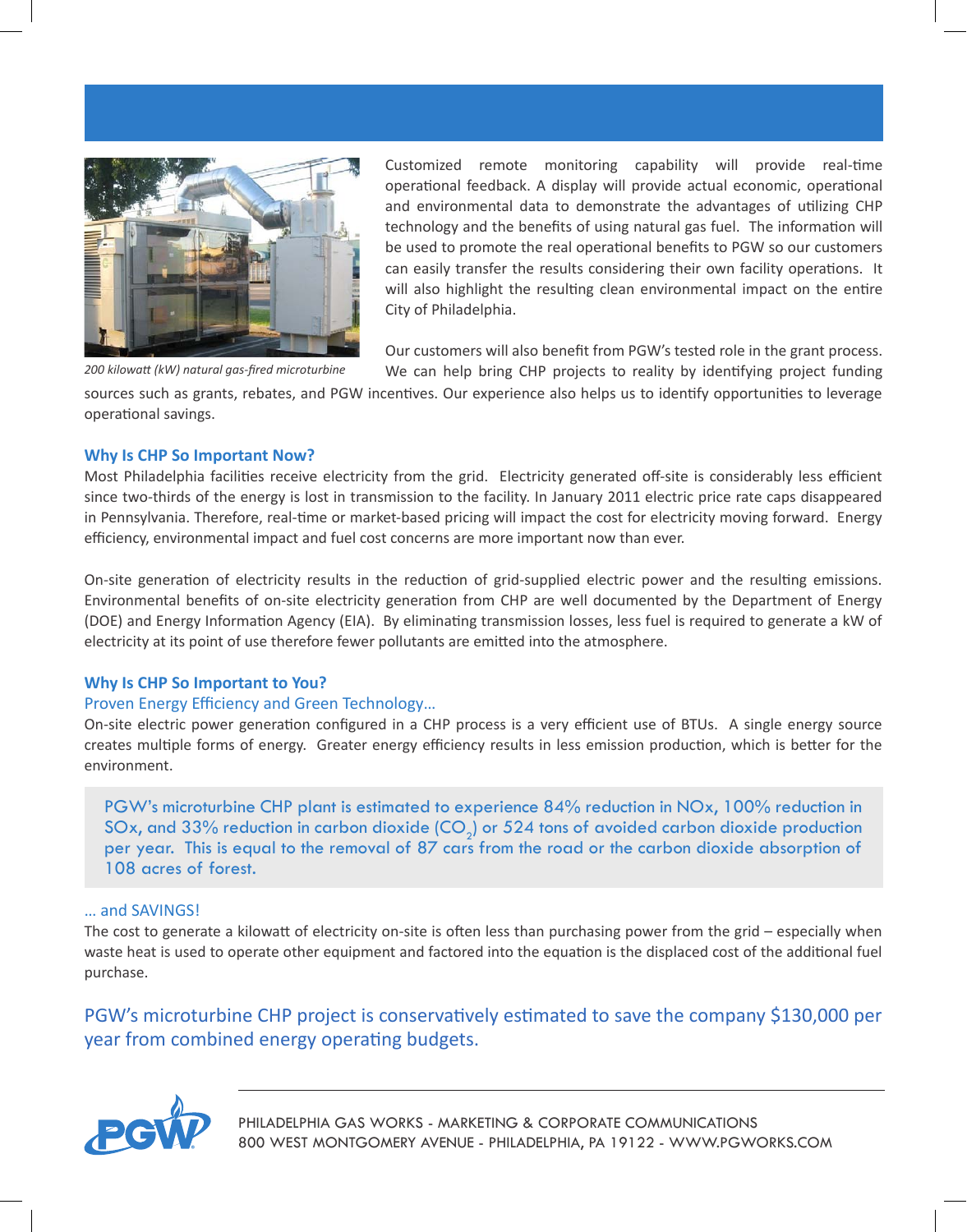*200 kilowatt (kW) natural gas-fired microturbine*

Customized remote monitoring capability will provide real-time operational feedback. A display will provide actual economic, operational and environmental data to demonstrate the advantages of utilizing CHP technology and the benefits of using natural gas fuel. The information will be used to promote the real operational benefits to PGW so our customers can easily transfer the results considering their own facility operations. It will also highlight the resulting clean environmental impact on the entire City of Philadelphia.

Our customers will also benefit from PGW's tested role in the grant process. We can help bring CHP projects to reality by identifying project funding sources such as grants, rebates, and PGW incentives. Our experience also helps us to identify opportunities to leverage operational savings.

### Why Is CHP So Important Now?

Most Philadelphia facilities receive electricity from the grid. Electricity generated off-site is considerably less efficient since two-thirds of the energy is lost in transmission to the facility. In January 2011 electric price rate caps disappeared in Pennsylvania. Therefore, real-time or market-based pricing will impact the cost for electricity moving forward. Energy efficiency, environmental impact and fuel cost concerns are more important now than ever.

On-site generation of electricity results in the reduction of grid-supplied electric power and the resulting emissions. Environmental benefits of on-site electricity generation from CHP are well documented by the Department of Energy (DOE) and Energy Information Agency (EIA). By eliminating transmission losses, less fuel is required to generate a kW of electricity at its point of use therefore fewer pollutants are emitted into the atmosphere.

### Why Is CHP So Important to You?

Proven Energy Efficiency and Green Technology…

On-site electric power generation configured in a CHP process is a very efficient use of BTUs. A single energy source creates multiple forms of energy. Greater energy efficiency results in less emission production, which is better for the environment.

> PGW's microturbine CHP plant is estimated to experience 84% reduction in NOx, 100% reduction in SOx, and 33% reduction in carbon dioxide ($CO_2$) or 524 tons of avoided carbon dioxide production per year. This is equal to the removal of 87 cars from the road or the carbon dioxide absorption of 108 acres of forest.

… and SAVINGS!

The cost to generate a kilowatt of electricity on-site is often less than purchasing power from the grid – especially when waste heat is used to operate other equipment and factored into the equation is the displaced cost of the additional fuel purchase.

PGW's microturbine CHP project is conservatively estimated to save the company $130,000 per year from combined energy operating budgets.

PGW

PHILADELPHIA GAS WORKS - MARKETING & CORPORATE COMMUNICATIONS
800 WEST MONTGOMERY AVENUE - PHILADELPHIA, PA 19122 - WWW.PGWORKS.COM